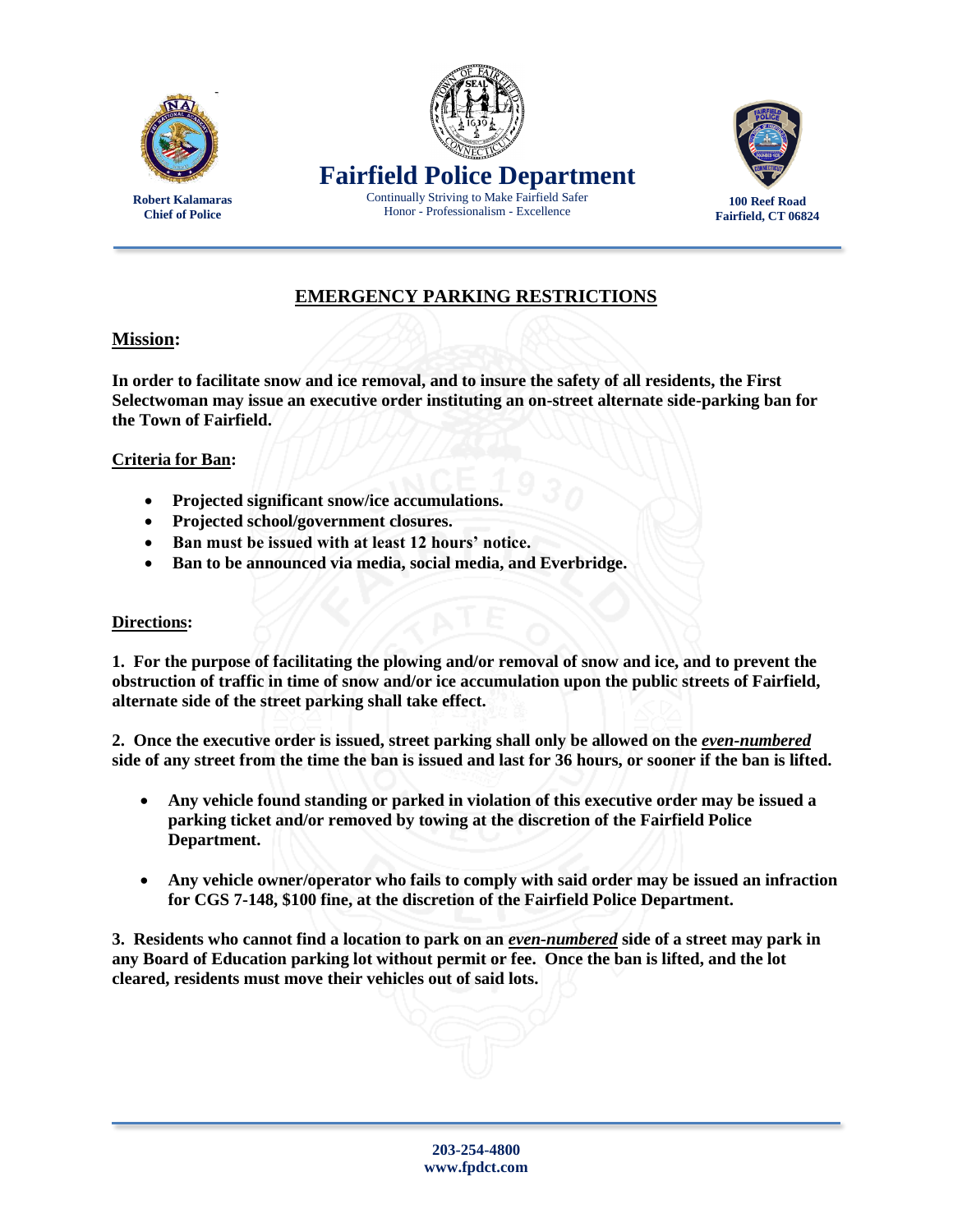**Robert Kalamaras**
**Chief of Police**

# Fairfield Police Department

Continually Striving to Make Fairfield Safer
Honor - Professionalism - Excellence

**100 Reef Road**
**Fairfield, CT 06824**

## EMERGENCY PARKING RESTRICTIONS

### Mission:

**In order to facilitate snow and ice removal, and to insure the safety of all residents, the First Selectwoman may issue an executive order instituting an on-street alternate side-parking ban for the Town of Fairfield.**

### Criteria for Ban:

- **Projected significant snow/ice accumulations.**
- **Projected school/government closures.**
- **Ban must be issued with at least 12 hours' notice.**
- **Ban to be announced via media, social media, and Everbridge.**

### Directions:

**1. For the purpose of facilitating the plowing and/or removal of snow and ice, and to prevent the obstruction of traffic in time of snow and/or ice accumulation upon the public streets of Fairfield, alternate side of the street parking shall take effect.**

**2. Once the executive order is issued, street parking shall only be allowed on the *even-numbered* side of any street from the time the ban is issued and last for 36 hours, or sooner if the ban is lifted.**

- **Any vehicle found standing or parked in violation of this executive order may be issued a parking ticket and/or removed by towing at the discretion of the Fairfield Police Department.**
- **Any vehicle owner/operator who fails to comply with said order may be issued an infraction for CGS 7-148, $100 fine, at the discretion of the Fairfield Police Department.**

**3. Residents who cannot find a location to park on an *even-numbered* side of a street may park in any Board of Education parking lot without permit or fee. Once the ban is lifted, and the lot cleared, residents must move their vehicles out of said lots.**

**203-254-4800**
**www.fpdct.com**